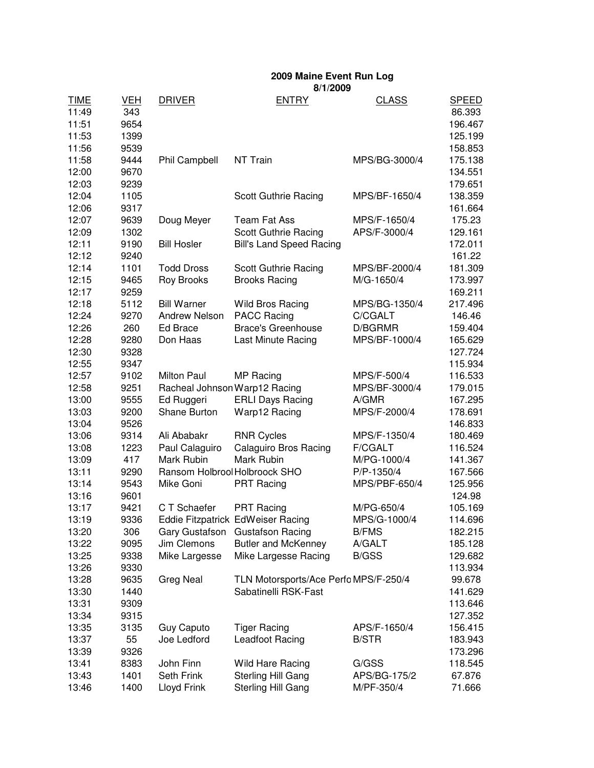# 2009 Maine Event Run Log

**8/1/2009**

| TIME | VEH | DRIVER | ENTRY | CLASS | SPEED |
|---|---|---|---|---|---|
| 11:49 | 343 | | | | 86.393 |
| 11:51 | 9654 | | | | 196.467 |
| 11:53 | 1399 | | | | 125.199 |
| 11:56 | 9539 | | | | 158.853 |
| 11:58 | 9444 | Phil Campbell | NT Train | MPS/BG-3000/4 | 175.138 |
| 12:00 | 9670 | | | | 134.551 |
| 12:03 | 9239 | | | | 179.651 |
| 12:04 | 1105 | | Scott Guthrie Racing | MPS/BF-1650/4 | 138.359 |
| 12:06 | 9317 | | | | 161.664 |
| 12:07 | 9639 | Doug Meyer | Team Fat Ass | MPS/F-1650/4 | 175.23 |
| 12:09 | 1302 | | Scott Guthrie Racing | APS/F-3000/4 | 129.161 |
| 12:11 | 9190 | Bill Hosler | Bill's Land Speed Racing | | 172.011 |
| 12:12 | 9240 | | | | 161.22 |
| 12:14 | 1101 | Todd Dross | Scott Guthrie Racing | MPS/BF-2000/4 | 181.309 |
| 12:15 | 9465 | Roy Brooks | Brooks Racing | M/G-1650/4 | 173.997 |
| 12:17 | 9259 | | | | 169.211 |
| 12:18 | 5112 | Bill Warner | Wild Bros Racing | MPS/BG-1350/4 | 217.496 |
| 12:24 | 9270 | Andrew Nelson | PACC Racing | C/CGALT | 146.46 |
| 12:26 | 260 | Ed Brace | Brace's Greenhouse | D/BGRMR | 159.404 |
| 12:28 | 9280 | Don Haas | Last Minute Racing | MPS/BF-1000/4 | 165.629 |
| 12:30 | 9328 | | | | 127.724 |
| 12:55 | 9347 | | | | 115.934 |
| 12:57 | 9102 | Milton Paul | MP Racing | MPS/F-500/4 | 116.533 |
| 12:58 | 9251 | Racheal Johnson | Warp12 Racing | MPS/BF-3000/4 | 179.015 |
| 13:00 | 9555 | Ed Ruggeri | ERLI Days Racing | A/GMR | 167.295 |
| 13:03 | 9200 | Shane Burton | Warp12 Racing | MPS/F-2000/4 | 178.691 |
| 13:04 | 9526 | | | | 146.833 |
| 13:06 | 9314 | Ali Ababakr | RNR Cycles | MPS/F-1350/4 | 180.469 |
| 13:08 | 1223 | Paul Calaguiro | Calaguiro Bros Racing | F/CGALT | 116.524 |
| 13:09 | 417 | Mark Rubin | Mark Rubin | M/PG-1000/4 | 141.367 |
| 13:11 | 9290 | Ransom Holbrool | Holbroock SHO | P/P-1350/4 | 167.566 |
| 13:14 | 9543 | Mike Goni | PRT Racing | MPS/PBF-650/4 | 125.956 |
| 13:16 | 9601 | | | | 124.98 |
| 13:17 | 9421 | C T Schaefer | PRT Racing | M/PG-650/4 | 105.169 |
| 13:19 | 9336 | Eddie Fitzpatrick | EdWeiser Racing | MPS/G-1000/4 | 114.696 |
| 13:20 | 306 | Gary Gustafson | Gustafson Racing | B/FMS | 182.215 |
| 13:22 | 9095 | Jim Clemons | Butler and McKenney | A/GALT | 185.128 |
| 13:25 | 9338 | Mike Largesse | Mike Largesse Racing | B/GSS | 129.682 |
| 13:26 | 9330 | | | | 113.934 |
| 13:28 | 9635 | Greg Neal | TLN Motorsports/Ace Perfo | MPS/F-250/4 | 99.678 |
| 13:30 | 1440 | | Sabatinelli RSK-Fast | | 141.629 |
| 13:31 | 9309 | | | | 113.646 |
| 13:34 | 9315 | | | | 127.352 |
| 13:35 | 3135 | Guy Caputo | Tiger Racing | APS/F-1650/4 | 156.415 |
| 13:37 | 55 | Joe Ledford | Leadfoot Racing | B/STR | 183.943 |
| 13:39 | 9326 | | | | 173.296 |
| 13:41 | 8383 | John Finn | Wild Hare Racing | G/GSS | 118.545 |
| 13:43 | 1401 | Seth Frink | Sterling Hill Gang | APS/BG-175/2 | 67.876 |
| 13:46 | 1400 | Lloyd Frink | Sterling Hill Gang | M/PF-350/4 | 71.666 |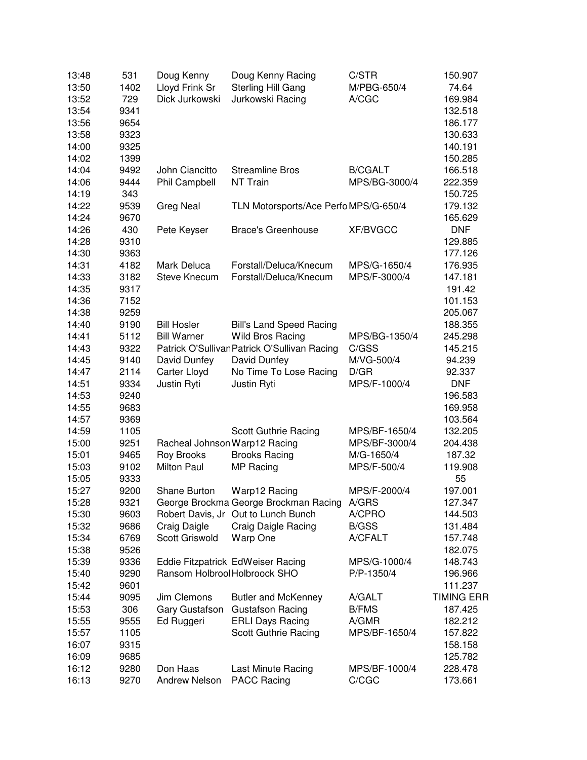| | | | | | |
|---|---|---|---|---|---|
| 13:48 | 531 | Doug Kenny | Doug Kenny Racing | C/STR | 150.907 |
| 13:50 | 1402 | Lloyd Frink Sr | Sterling Hill Gang | M/PBG-650/4 | 74.64 |
| 13:52 | 729 | Dick Jurkowski | Jurkowski Racing | A/CGC | 169.984 |
| 13:54 | 9341 | | | | 132.518 |
| 13:56 | 9654 | | | | 186.177 |
| 13:58 | 9323 | | | | 130.633 |
| 14:00 | 9325 | | | | 140.191 |
| 14:02 | 1399 | | | | 150.285 |
| 14:04 | 9492 | John Ciancitto | Streamline Bros | B/CGALT | 166.518 |
| 14:06 | 9444 | Phil Campbell | NT Train | MPS/BG-3000/4 | 222.359 |
| 14:19 | 343 | | | | 150.725 |
| 14:22 | 9539 | Greg Neal | TLN Motorsports/Ace Perfo | MPS/G-650/4 | 179.132 |
| 14:24 | 9670 | | | | 165.629 |
| 14:26 | 430 | Pete Keyser | Brace's Greenhouse | XF/BVGCC | DNF |
| 14:28 | 9310 | | | | 129.885 |
| 14:30 | 9363 | | | | 177.126 |
| 14:31 | 4182 | Mark Deluca | Forstall/Deluca/Knecum | MPS/G-1650/4 | 176.935 |
| 14:33 | 3182 | Steve Knecum | Forstall/Deluca/Knecum | MPS/F-3000/4 | 147.181 |
| 14:35 | 9317 | | | | 191.42 |
| 14:36 | 7152 | | | | 101.153 |
| 14:38 | 9259 | | | | 205.067 |
| 14:40 | 9190 | Bill Hosler | Bill's Land Speed Racing | | 188.355 |
| 14:41 | 5112 | Bill Warner | Wild Bros Racing | MPS/BG-1350/4 | 245.298 |
| 14:43 | 9322 | Patrick O'Sullivar | Patrick O'Sullivan Racing | C/GSS | 145.215 |
| 14:45 | 9140 | David Dunfey | David Dunfey | M/VG-500/4 | 94.239 |
| 14:47 | 2114 | Carter Lloyd | No Time To Lose Racing | D/GR | 92.337 |
| 14:51 | 9334 | Justin Ryti | Justin Ryti | MPS/F-1000/4 | DNF |
| 14:53 | 9240 | | | | 196.583 |
| 14:55 | 9683 | | | | 169.958 |
| 14:57 | 9369 | | | | 103.564 |
| 14:59 | 1105 | | Scott Guthrie Racing | MPS/BF-1650/4 | 132.205 |
| 15:00 | 9251 | Racheal Johnson | Warp12 Racing | MPS/BF-3000/4 | 204.438 |
| 15:01 | 9465 | Roy Brooks | Brooks Racing | M/G-1650/4 | 187.32 |
| 15:03 | 9102 | Milton Paul | MP Racing | MPS/F-500/4 | 119.908 |
| 15:05 | 9333 | | | | 55 |
| 15:27 | 9200 | Shane Burton | Warp12 Racing | MPS/F-2000/4 | 197.001 |
| 15:28 | 9321 | George Brockma | George Brockman Racing | A/GRS | 127.347 |
| 15:30 | 9603 | Robert Davis, Jr | Out to Lunch Bunch | A/CPRO | 144.503 |
| 15:32 | 9686 | Craig Daigle | Craig Daigle Racing | B/GSS | 131.484 |
| 15:34 | 6769 | Scott Griswold | Warp One | A/CFALT | 157.748 |
| 15:38 | 9526 | | | | 182.075 |
| 15:39 | 9336 | Eddie Fitzpatrick | EdWeiser Racing | MPS/G-1000/4 | 148.743 |
| 15:40 | 9290 | Ransom Holbrool | Holbroock SHO | P/P-1350/4 | 196.966 |
| 15:42 | 9601 | | | | 111.237 |
| 15:44 | 9095 | Jim Clemons | Butler and McKenney | A/GALT | TIMING ERR |
| 15:53 | 306 | Gary Gustafson | Gustafson Racing | B/FMS | 187.425 |
| 15:55 | 9555 | Ed Ruggeri | ERLI Days Racing | A/GMR | 182.212 |
| 15:57 | 1105 | | Scott Guthrie Racing | MPS/BF-1650/4 | 157.822 |
| 16:07 | 9315 | | | | 158.158 |
| 16:09 | 9685 | | | | 125.782 |
| 16:12 | 9280 | Don Haas | Last Minute Racing | MPS/BF-1000/4 | 228.478 |
| 16:13 | 9270 | Andrew Nelson | PACC Racing | C/CGC | 173.661 |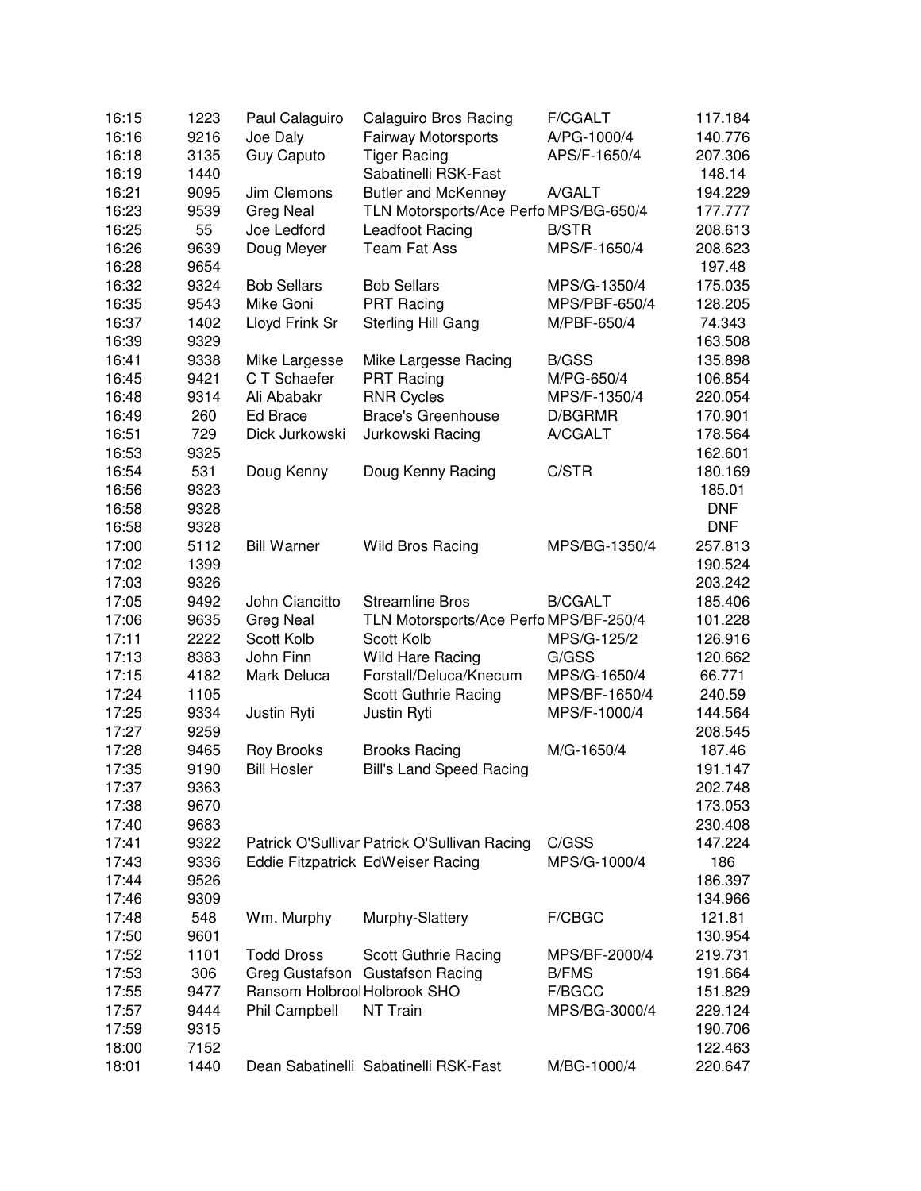| | | | | | |
|---|---|---|---|---|---|
| 16:15 | 1223 | Paul Calaguiro | Calaguiro Bros Racing | F/CGALT | 117.184 |
| 16:16 | 9216 | Joe Daly | Fairway Motorsports | A/PG-1000/4 | 140.776 |
| 16:18 | 3135 | Guy Caputo | Tiger Racing | APS/F-1650/4 | 207.306 |
| 16:19 | 1440 | | Sabatinelli RSK-Fast | | 148.14 |
| 16:21 | 9095 | Jim Clemons | Butler and McKenney | A/GALT | 194.229 |
| 16:23 | 9539 | Greg Neal | TLN Motorsports/Ace Perfo | MPS/BG-650/4 | 177.777 |
| 16:25 | 55 | Joe Ledford | Leadfoot Racing | B/STR | 208.613 |
| 16:26 | 9639 | Doug Meyer | Team Fat Ass | MPS/F-1650/4 | 208.623 |
| 16:28 | 9654 | | | | 197.48 |
| 16:32 | 9324 | Bob Sellars | Bob Sellars | MPS/G-1350/4 | 175.035 |
| 16:35 | 9543 | Mike Goni | PRT Racing | MPS/PBF-650/4 | 128.205 |
| 16:37 | 1402 | Lloyd Frink Sr | Sterling Hill Gang | M/PBF-650/4 | 74.343 |
| 16:39 | 9329 | | | | 163.508 |
| 16:41 | 9338 | Mike Largesse | Mike Largesse Racing | B/GSS | 135.898 |
| 16:45 | 9421 | C T Schaefer | PRT Racing | M/PG-650/4 | 106.854 |
| 16:48 | 9314 | Ali Ababakr | RNR Cycles | MPS/F-1350/4 | 220.054 |
| 16:49 | 260 | Ed Brace | Brace's Greenhouse | D/BGRMR | 170.901 |
| 16:51 | 729 | Dick Jurkowski | Jurkowski Racing | A/CGALT | 178.564 |
| 16:53 | 9325 | | | | 162.601 |
| 16:54 | 531 | Doug Kenny | Doug Kenny Racing | C/STR | 180.169 |
| 16:56 | 9323 | | | | 185.01 |
| 16:58 | 9328 | | | | DNF |
| 16:58 | 9328 | | | | DNF |
| 17:00 | 5112 | Bill Warner | Wild Bros Racing | MPS/BG-1350/4 | 257.813 |
| 17:02 | 1399 | | | | 190.524 |
| 17:03 | 9326 | | | | 203.242 |
| 17:05 | 9492 | John Ciancitto | Streamline Bros | B/CGALT | 185.406 |
| 17:06 | 9635 | Greg Neal | TLN Motorsports/Ace Perfo | MPS/BF-250/4 | 101.228 |
| 17:11 | 2222 | Scott Kolb | Scott Kolb | MPS/G-125/2 | 126.916 |
| 17:13 | 8383 | John Finn | Wild Hare Racing | G/GSS | 120.662 |
| 17:15 | 4182 | Mark Deluca | Forstall/Deluca/Knecum | MPS/G-1650/4 | 66.771 |
| 17:24 | 1105 | | Scott Guthrie Racing | MPS/BF-1650/4 | 240.59 |
| 17:25 | 9334 | Justin Ryti | Justin Ryti | MPS/F-1000/4 | 144.564 |
| 17:27 | 9259 | | | | 208.545 |
| 17:28 | 9465 | Roy Brooks | Brooks Racing | M/G-1650/4 | 187.46 |
| 17:35 | 9190 | Bill Hosler | Bill's Land Speed Racing | | 191.147 |
| 17:37 | 9363 | | | | 202.748 |
| 17:38 | 9670 | | | | 173.053 |
| 17:40 | 9683 | | | | 230.408 |
| 17:41 | 9322 | Patrick O'Sullivan | Patrick O'Sullivan Racing | C/GSS | 147.224 |
| 17:43 | 9336 | Eddie Fitzpatrick | EdWeiser Racing | MPS/G-1000/4 | 186 |
| 17:44 | 9526 | | | | 186.397 |
| 17:46 | 9309 | | | | 134.966 |
| 17:48 | 548 | Wm. Murphy | Murphy-Slattery | F/CBGC | 121.81 |
| 17:50 | 9601 | | | | 130.954 |
| 17:52 | 1101 | Todd Dross | Scott Guthrie Racing | MPS/BF-2000/4 | 219.731 |
| 17:53 | 306 | Greg Gustafson | Gustafson Racing | B/FMS | 191.664 |
| 17:55 | 9477 | Ransom Holbrool | Holbrook SHO | F/BGCC | 151.829 |
| 17:57 | 9444 | Phil Campbell | NT Train | MPS/BG-3000/4 | 229.124 |
| 17:59 | 9315 | | | | 190.706 |
| 18:00 | 7152 | | | | 122.463 |
| 18:01 | 1440 | Dean Sabatinelli | Sabatinelli RSK-Fast | M/BG-1000/4 | 220.647 |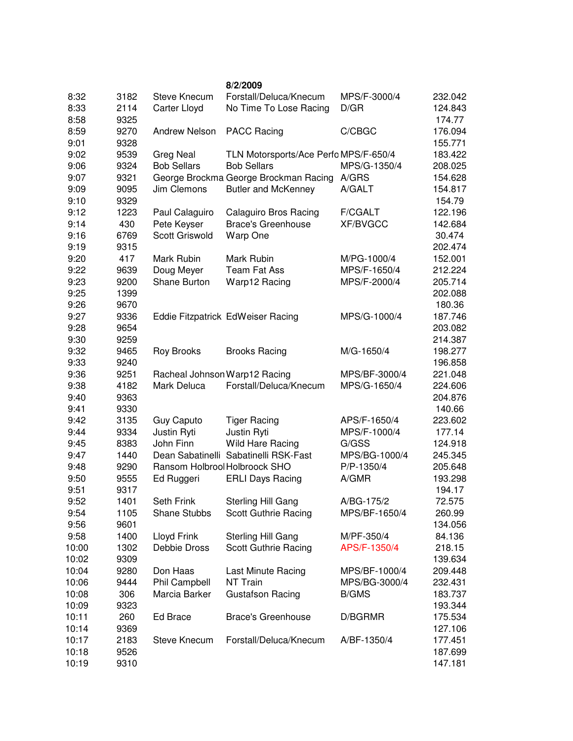| | | | 8/2/2009 | | |
|---|---|---|---|---|---|
| 8:32 | 3182 | Steve Knecum | Forstall/Deluca/Knecum | MPS/F-3000/4 | 232.042 |
| 8:33 | 2114 | Carter Lloyd | No Time To Lose Racing | D/GR | 124.843 |
| 8:58 | 9325 | | | | 174.77 |
| 8:59 | 9270 | Andrew Nelson | PACC Racing | C/CBGC | 176.094 |
| 9:01 | 9328 | | | | 155.771 |
| 9:02 | 9539 | Greg Neal | TLN Motorsports/Ace Perfo | MPS/F-650/4 | 183.422 |
| 9:06 | 9324 | Bob Sellars | Bob Sellars | MPS/G-1350/4 | 208.025 |
| 9:07 | 9321 | George Brockma | George Brockman Racing | A/GRS | 154.628 |
| 9:09 | 9095 | Jim Clemons | Butler and McKenney | A/GALT | 154.817 |
| 9:10 | 9329 | | | | 154.79 |
| 9:12 | 1223 | Paul Calaguiro | Calaguiro Bros Racing | F/CGALT | 122.196 |
| 9:14 | 430 | Pete Keyser | Brace's Greenhouse | XF/BVGCC | 142.684 |
| 9:16 | 6769 | Scott Griswold | Warp One | | 30.474 |
| 9:19 | 9315 | | | | 202.474 |
| 9:20 | 417 | Mark Rubin | Mark Rubin | M/PG-1000/4 | 152.001 |
| 9:22 | 9639 | Doug Meyer | Team Fat Ass | MPS/F-1650/4 | 212.224 |
| 9:23 | 9200 | Shane Burton | Warp12 Racing | MPS/F-2000/4 | 205.714 |
| 9:25 | 1399 | | | | 202.088 |
| 9:26 | 9670 | | | | 180.36 |
| 9:27 | 9336 | Eddie Fitzpatrick | EdWeiser Racing | MPS/G-1000/4 | 187.746 |
| 9:28 | 9654 | | | | 203.082 |
| 9:30 | 9259 | | | | 214.387 |
| 9:32 | 9465 | Roy Brooks | Brooks Racing | M/G-1650/4 | 198.277 |
| 9:33 | 9240 | | | | 196.858 |
| 9:36 | 9251 | Racheal Johnson | Warp12 Racing | MPS/BF-3000/4 | 221.048 |
| 9:38 | 4182 | Mark Deluca | Forstall/Deluca/Knecum | MPS/G-1650/4 | 224.606 |
| 9:40 | 9363 | | | | 204.876 |
| 9:41 | 9330 | | | | 140.66 |
| 9:42 | 3135 | Guy Caputo | Tiger Racing | APS/F-1650/4 | 223.602 |
| 9:44 | 9334 | Justin Ryti | Justin Ryti | MPS/F-1000/4 | 177.14 |
| 9:45 | 8383 | John Finn | Wild Hare Racing | G/GSS | 124.918 |
| 9:47 | 1440 | Dean Sabatinelli | Sabatinelli RSK-Fast | MPS/BG-1000/4 | 245.345 |
| 9:48 | 9290 | Ransom Holbrool | Holbroock SHO | P/P-1350/4 | 205.648 |
| 9:50 | 9555 | Ed Ruggeri | ERLI Days Racing | A/GMR | 193.298 |
| 9:51 | 9317 | | | | 194.17 |
| 9:52 | 1401 | Seth Frink | Sterling Hill Gang | A/BG-175/2 | 72.575 |
| 9:54 | 1105 | Shane Stubbs | Scott Guthrie Racing | MPS/BF-1650/4 | 260.99 |
| 9:56 | 9601 | | | | 134.056 |
| 9:58 | 1400 | Lloyd Frink | Sterling Hill Gang | M/PF-350/4 | 84.136 |
| 10:00 | 1302 | Debbie Dross | Scott Guthrie Racing | APS/F-1350/4 | 218.15 |
| 10:02 | 9309 | | | | 139.634 |
| 10:04 | 9280 | Don Haas | Last Minute Racing | MPS/BF-1000/4 | 209.448 |
| 10:06 | 9444 | Phil Campbell | NT Train | MPS/BG-3000/4 | 232.431 |
| 10:08 | 306 | Marcia Barker | Gustafson Racing | B/GMS | 183.737 |
| 10:09 | 9323 | | | | 193.344 |
| 10:11 | 260 | Ed Brace | Brace's Greenhouse | D/BGRMR | 175.534 |
| 10:14 | 9369 | | | | 127.106 |
| 10:17 | 2183 | Steve Knecum | Forstall/Deluca/Knecum | A/BF-1350/4 | 177.451 |
| 10:18 | 9526 | | | | 187.699 |
| 10:19 | 9310 | | | | 147.181 |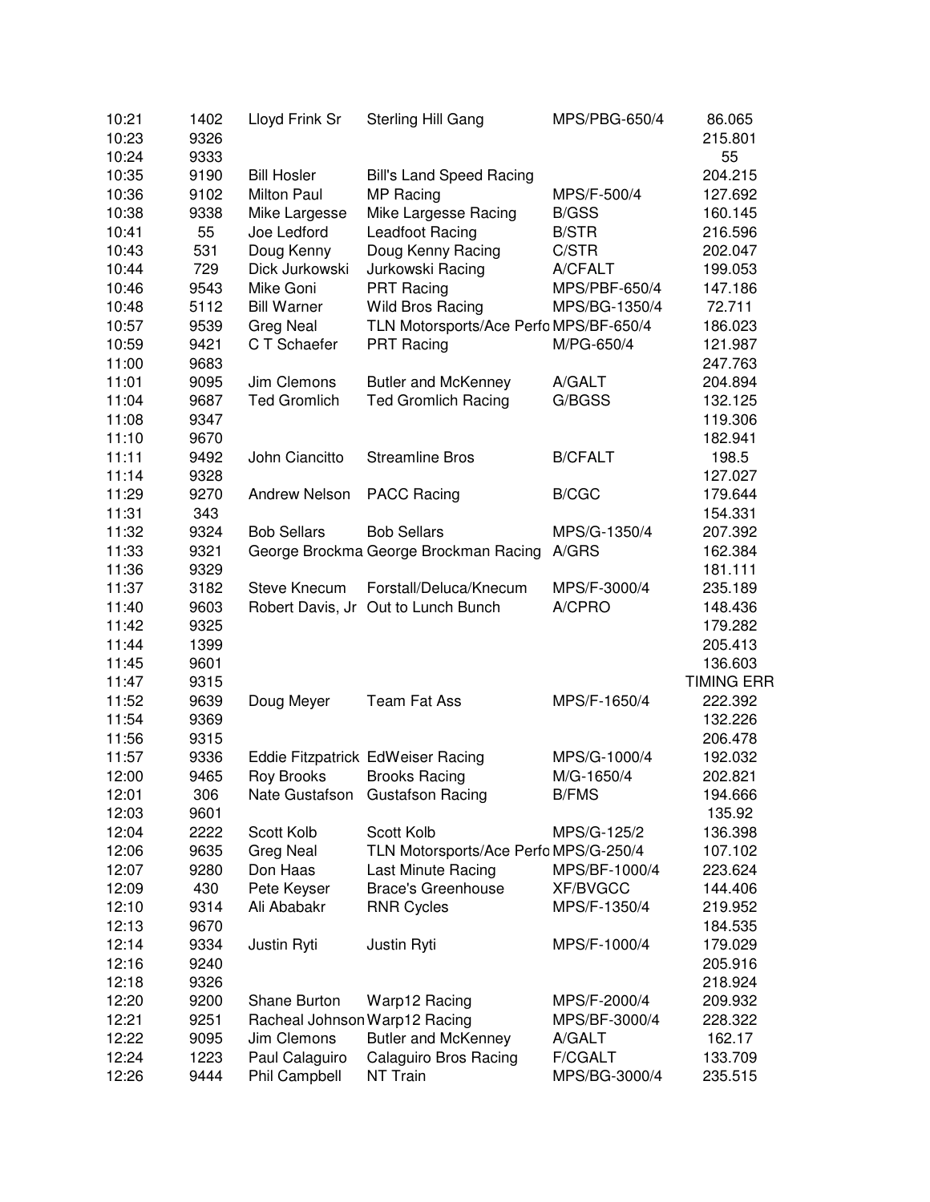| | | | | | |
|---|---|---|---|---|---|
| 10:21 | 1402 | Lloyd Frink Sr | Sterling Hill Gang | MPS/PBG-650/4 | 86.065 |
| 10:23 | 9326 | | | | 215.801 |
| 10:24 | 9333 | | | | 55 |
| 10:35 | 9190 | Bill Hosler | Bill's Land Speed Racing | | 204.215 |
| 10:36 | 9102 | Milton Paul | MP Racing | MPS/F-500/4 | 127.692 |
| 10:38 | 9338 | Mike Largesse | Mike Largesse Racing | B/GSS | 160.145 |
| 10:41 | 55 | Joe Ledford | Leadfoot Racing | B/STR | 216.596 |
| 10:43 | 531 | Doug Kenny | Doug Kenny Racing | C/STR | 202.047 |
| 10:44 | 729 | Dick Jurkowski | Jurkowski Racing | A/CFALT | 199.053 |
| 10:46 | 9543 | Mike Goni | PRT Racing | MPS/PBF-650/4 | 147.186 |
| 10:48 | 5112 | Bill Warner | Wild Bros Racing | MPS/BG-1350/4 | 72.711 |
| 10:57 | 9539 | Greg Neal | TLN Motorsports/Ace Perfo | MPS/BF-650/4 | 186.023 |
| 10:59 | 9421 | C T Schaefer | PRT Racing | M/PG-650/4 | 121.987 |
| 11:00 | 9683 | | | | 247.763 |
| 11:01 | 9095 | Jim Clemons | Butler and McKenney | A/GALT | 204.894 |
| 11:04 | 9687 | Ted Gromlich | Ted Gromlich Racing | G/BGSS | 132.125 |
| 11:08 | 9347 | | | | 119.306 |
| 11:10 | 9670 | | | | 182.941 |
| 11:11 | 9492 | John Ciancitto | Streamline Bros | B/CFALT | 198.5 |
| 11:14 | 9328 | | | | 127.027 |
| 11:29 | 9270 | Andrew Nelson | PACC Racing | B/CGC | 179.644 |
| 11:31 | 343 | | | | 154.331 |
| 11:32 | 9324 | Bob Sellars | Bob Sellars | MPS/G-1350/4 | 207.392 |
| 11:33 | 9321 | George Brockma | George Brockman Racing | A/GRS | 162.384 |
| 11:36 | 9329 | | | | 181.111 |
| 11:37 | 3182 | Steve Knecum | Forstall/Deluca/Knecum | MPS/F-3000/4 | 235.189 |
| 11:40 | 9603 | Robert Davis, Jr | Out to Lunch Bunch | A/CPRO | 148.436 |
| 11:42 | 9325 | | | | 179.282 |
| 11:44 | 1399 | | | | 205.413 |
| 11:45 | 9601 | | | | 136.603 |
| 11:47 | 9315 | | | | TIMING ERR |
| 11:52 | 9639 | Doug Meyer | Team Fat Ass | MPS/F-1650/4 | 222.392 |
| 11:54 | 9369 | | | | 132.226 |
| 11:56 | 9315 | | | | 206.478 |
| 11:57 | 9336 | Eddie Fitzpatrick | EdWeiser Racing | MPS/G-1000/4 | 192.032 |
| 12:00 | 9465 | Roy Brooks | Brooks Racing | M/G-1650/4 | 202.821 |
| 12:01 | 306 | Nate Gustafson | Gustafson Racing | B/FMS | 194.666 |
| 12:03 | 9601 | | | | 135.92 |
| 12:04 | 2222 | Scott Kolb | Scott Kolb | MPS/G-125/2 | 136.398 |
| 12:06 | 9635 | Greg Neal | TLN Motorsports/Ace Perfo | MPS/G-250/4 | 107.102 |
| 12:07 | 9280 | Don Haas | Last Minute Racing | MPS/BF-1000/4 | 223.624 |
| 12:09 | 430 | Pete Keyser | Brace's Greenhouse | XF/BVGCC | 144.406 |
| 12:10 | 9314 | Ali Ababakr | RNR Cycles | MPS/F-1350/4 | 219.952 |
| 12:13 | 9670 | | | | 184.535 |
| 12:14 | 9334 | Justin Ryti | Justin Ryti | MPS/F-1000/4 | 179.029 |
| 12:16 | 9240 | | | | 205.916 |
| 12:18 | 9326 | | | | 218.924 |
| 12:20 | 9200 | Shane Burton | Warp12 Racing | MPS/F-2000/4 | 209.932 |
| 12:21 | 9251 | Racheal Johnson | Warp12 Racing | MPS/BF-3000/4 | 228.322 |
| 12:22 | 9095 | Jim Clemons | Butler and McKenney | A/GALT | 162.17 |
| 12:24 | 1223 | Paul Calaguiro | Calaguiro Bros Racing | F/CGALT | 133.709 |
| 12:26 | 9444 | Phil Campbell | NT Train | MPS/BG-3000/4 | 235.515 |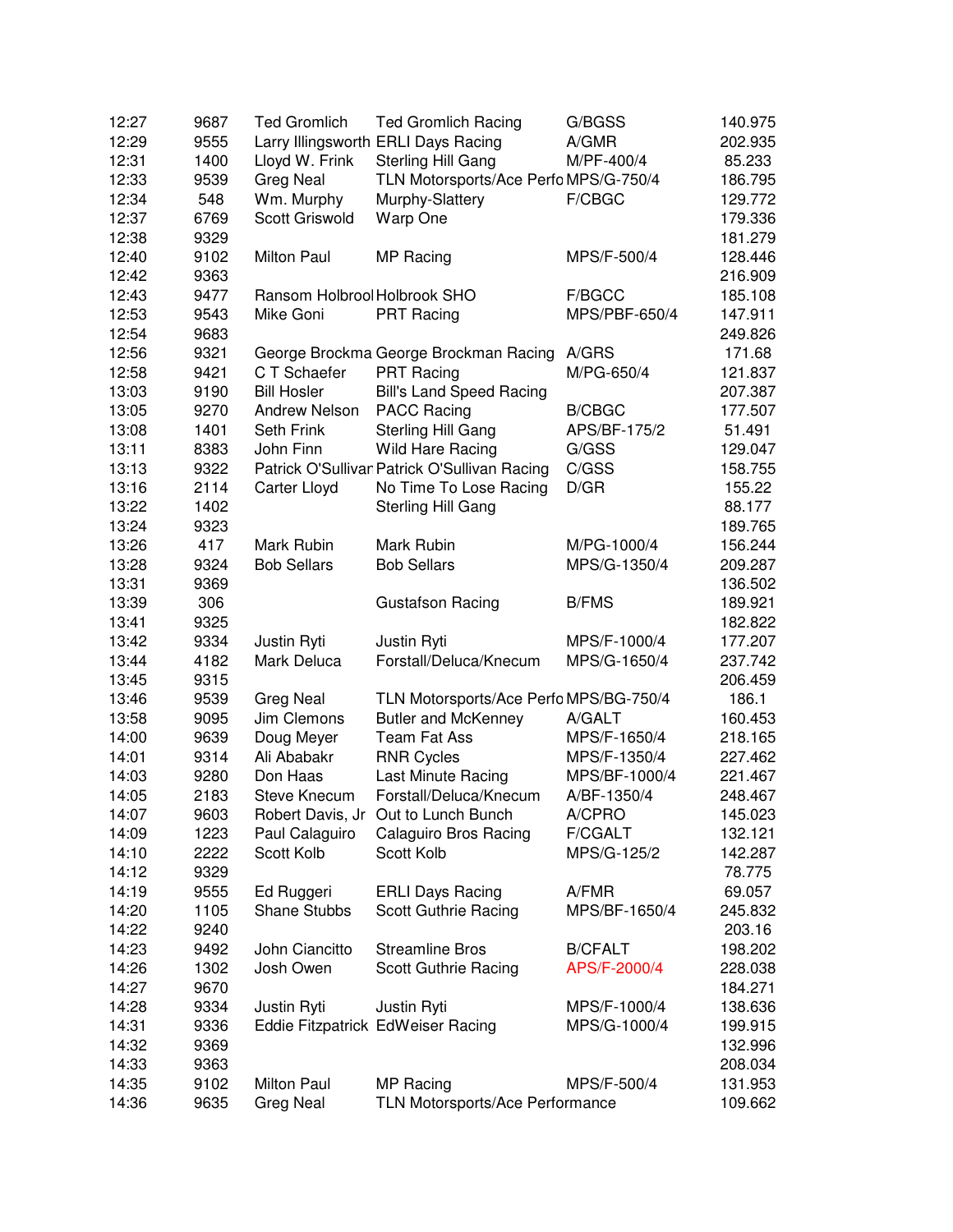| | | | | | |
|---|---|---|---|---|---|
| 12:27 | 9687 | Ted Gromlich | Ted Gromlich Racing | G/BGSS | 140.975 |
| 12:29 | 9555 | Larry Illingsworth | ERLI Days Racing | A/GMR | 202.935 |
| 12:31 | 1400 | Lloyd W. Frink | Sterling Hill Gang | M/PF-400/4 | 85.233 |
| 12:33 | 9539 | Greg Neal | TLN Motorsports/Ace Perfo | MPS/G-750/4 | 186.795 |
| 12:34 | 548 | Wm. Murphy | Murphy-Slattery | F/CBGC | 129.772 |
| 12:37 | 6769 | Scott Griswold | Warp One | | 179.336 |
| 12:38 | 9329 | | | | 181.279 |
| 12:40 | 9102 | Milton Paul | MP Racing | MPS/F-500/4 | 128.446 |
| 12:42 | 9363 | | | | 216.909 |
| 12:43 | 9477 | Ransom Holbrool | Holbrook SHO | F/BGCC | 185.108 |
| 12:53 | 9543 | Mike Goni | PRT Racing | MPS/PBF-650/4 | 147.911 |
| 12:54 | 9683 | | | | 249.826 |
| 12:56 | 9321 | George Brockma | George Brockman Racing | A/GRS | 171.68 |
| 12:58 | 9421 | C T Schaefer | PRT Racing | M/PG-650/4 | 121.837 |
| 13:03 | 9190 | Bill Hosler | Bill's Land Speed Racing | | 207.387 |
| 13:05 | 9270 | Andrew Nelson | PACC Racing | B/CBGC | 177.507 |
| 13:08 | 1401 | Seth Frink | Sterling Hill Gang | APS/BF-175/2 | 51.491 |
| 13:11 | 8383 | John Finn | Wild Hare Racing | G/GSS | 129.047 |
| 13:13 | 9322 | Patrick O'Sullivar | Patrick O'Sullivan Racing | C/GSS | 158.755 |
| 13:16 | 2114 | Carter Lloyd | No Time To Lose Racing | D/GR | 155.22 |
| 13:22 | 1402 | | Sterling Hill Gang | | 88.177 |
| 13:24 | 9323 | | | | 189.765 |
| 13:26 | 417 | Mark Rubin | Mark Rubin | M/PG-1000/4 | 156.244 |
| 13:28 | 9324 | Bob Sellars | Bob Sellars | MPS/G-1350/4 | 209.287 |
| 13:31 | 9369 | | | | 136.502 |
| 13:39 | 306 | | Gustafson Racing | B/FMS | 189.921 |
| 13:41 | 9325 | | | | 182.822 |
| 13:42 | 9334 | Justin Ryti | Justin Ryti | MPS/F-1000/4 | 177.207 |
| 13:44 | 4182 | Mark Deluca | Forstall/Deluca/Knecum | MPS/G-1650/4 | 237.742 |
| 13:45 | 9315 | | | | 206.459 |
| 13:46 | 9539 | Greg Neal | TLN Motorsports/Ace Perfo | MPS/BG-750/4 | 186.1 |
| 13:58 | 9095 | Jim Clemons | Butler and McKenney | A/GALT | 160.453 |
| 14:00 | 9639 | Doug Meyer | Team Fat Ass | MPS/F-1650/4 | 218.165 |
| 14:01 | 9314 | Ali Ababakr | RNR Cycles | MPS/F-1350/4 | 227.462 |
| 14:03 | 9280 | Don Haas | Last Minute Racing | MPS/BF-1000/4 | 221.467 |
| 14:05 | 2183 | Steve Knecum | Forstall/Deluca/Knecum | A/BF-1350/4 | 248.467 |
| 14:07 | 9603 | Robert Davis, Jr | Out to Lunch Bunch | A/CPRO | 145.023 |
| 14:09 | 1223 | Paul Calaguiro | Calaguiro Bros Racing | F/CGALT | 132.121 |
| 14:10 | 2222 | Scott Kolb | Scott Kolb | MPS/G-125/2 | 142.287 |
| 14:12 | 9329 | | | | 78.775 |
| 14:19 | 9555 | Ed Ruggeri | ERLI Days Racing | A/FMR | 69.057 |
| 14:20 | 1105 | Shane Stubbs | Scott Guthrie Racing | MPS/BF-1650/4 | 245.832 |
| 14:22 | 9240 | | | | 203.16 |
| 14:23 | 9492 | John Ciancitto | Streamline Bros | B/CFALT | 198.202 |
| 14:26 | 1302 | Josh Owen | Scott Guthrie Racing | APS/F-2000/4 | 228.038 |
| 14:27 | 9670 | | | | 184.271 |
| 14:28 | 9334 | Justin Ryti | Justin Ryti | MPS/F-1000/4 | 138.636 |
| 14:31 | 9336 | Eddie Fitzpatrick | EdWeiser Racing | MPS/G-1000/4 | 199.915 |
| 14:32 | 9369 | | | | 132.996 |
| 14:33 | 9363 | | | | 208.034 |
| 14:35 | 9102 | Milton Paul | MP Racing | MPS/F-500/4 | 131.953 |
| 14:36 | 9635 | Greg Neal | TLN Motorsports/Ace Performance | | 109.662 |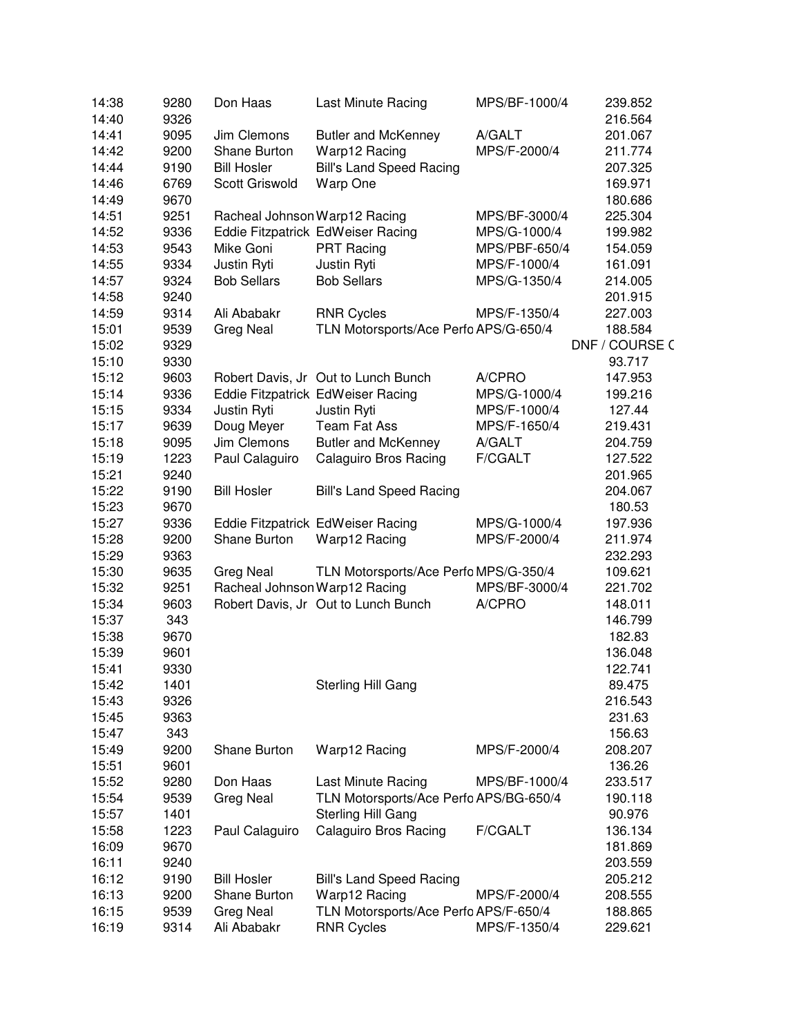| | | | | | |
|---|---|---|---|---|---|
| 14:38 | 9280 | Don Haas | Last Minute Racing | MPS/BF-1000/4 | 239.852 |
| 14:40 | 9326 | | | | 216.564 |
| 14:41 | 9095 | Jim Clemons | Butler and McKenney | A/GALT | 201.067 |
| 14:42 | 9200 | Shane Burton | Warp12 Racing | MPS/F-2000/4 | 211.774 |
| 14:44 | 9190 | Bill Hosler | Bill's Land Speed Racing | | 207.325 |
| 14:46 | 6769 | Scott Griswold | Warp One | | 169.971 |
| 14:49 | 9670 | | | | 180.686 |
| 14:51 | 9251 | Racheal Johnson | Warp12 Racing | MPS/BF-3000/4 | 225.304 |
| 14:52 | 9336 | Eddie Fitzpatrick | EdWeiser Racing | MPS/G-1000/4 | 199.982 |
| 14:53 | 9543 | Mike Goni | PRT Racing | MPS/PBF-650/4 | 154.059 |
| 14:55 | 9334 | Justin Ryti | Justin Ryti | MPS/F-1000/4 | 161.091 |
| 14:57 | 9324 | Bob Sellars | Bob Sellars | MPS/G-1350/4 | 214.005 |
| 14:58 | 9240 | | | | 201.915 |
| 14:59 | 9314 | Ali Ababakr | RNR Cycles | MPS/F-1350/4 | 227.003 |
| 15:01 | 9539 | Greg Neal | TLN Motorsports/Ace Perfo | APS/G-650/4 | 188.584 |
| 15:02 | 9329 | | | | DNF / COURSE C |
| 15:10 | 9330 | | | | 93.717 |
| 15:12 | 9603 | Robert Davis, Jr | Out to Lunch Bunch | A/CPRO | 147.953 |
| 15:14 | 9336 | Eddie Fitzpatrick | EdWeiser Racing | MPS/G-1000/4 | 199.216 |
| 15:15 | 9334 | Justin Ryti | Justin Ryti | MPS/F-1000/4 | 127.44 |
| 15:17 | 9639 | Doug Meyer | Team Fat Ass | MPS/F-1650/4 | 219.431 |
| 15:18 | 9095 | Jim Clemons | Butler and McKenney | A/GALT | 204.759 |
| 15:19 | 1223 | Paul Calaguiro | Calaguiro Bros Racing | F/CGALT | 127.522 |
| 15:21 | 9240 | | | | 201.965 |
| 15:22 | 9190 | Bill Hosler | Bill's Land Speed Racing | | 204.067 |
| 15:23 | 9670 | | | | 180.53 |
| 15:27 | 9336 | Eddie Fitzpatrick | EdWeiser Racing | MPS/G-1000/4 | 197.936 |
| 15:28 | 9200 | Shane Burton | Warp12 Racing | MPS/F-2000/4 | 211.974 |
| 15:29 | 9363 | | | | 232.293 |
| 15:30 | 9635 | Greg Neal | TLN Motorsports/Ace Perfo | MPS/G-350/4 | 109.621 |
| 15:32 | 9251 | Racheal Johnson | Warp12 Racing | MPS/BF-3000/4 | 221.702 |
| 15:34 | 9603 | Robert Davis, Jr | Out to Lunch Bunch | A/CPRO | 148.011 |
| 15:37 | 343 | | | | 146.799 |
| 15:38 | 9670 | | | | 182.83 |
| 15:39 | 9601 | | | | 136.048 |
| 15:41 | 9330 | | | | 122.741 |
| 15:42 | 1401 | | Sterling Hill Gang | | 89.475 |
| 15:43 | 9326 | | | | 216.543 |
| 15:45 | 9363 | | | | 231.63 |
| 15:47 | 343 | | | | 156.63 |
| 15:49 | 9200 | Shane Burton | Warp12 Racing | MPS/F-2000/4 | 208.207 |
| 15:51 | 9601 | | | | 136.26 |
| 15:52 | 9280 | Don Haas | Last Minute Racing | MPS/BF-1000/4 | 233.517 |
| 15:54 | 9539 | Greg Neal | TLN Motorsports/Ace Perfo | APS/BG-650/4 | 190.118 |
| 15:57 | 1401 | | Sterling Hill Gang | | 90.976 |
| 15:58 | 1223 | Paul Calaguiro | Calaguiro Bros Racing | F/CGALT | 136.134 |
| 16:09 | 9670 | | | | 181.869 |
| 16:11 | 9240 | | | | 203.559 |
| 16:12 | 9190 | Bill Hosler | Bill's Land Speed Racing | | 205.212 |
| 16:13 | 9200 | Shane Burton | Warp12 Racing | MPS/F-2000/4 | 208.555 |
| 16:15 | 9539 | Greg Neal | TLN Motorsports/Ace Perfo | APS/F-650/4 | 188.865 |
| 16:19 | 9314 | Ali Ababakr | RNR Cycles | MPS/F-1350/4 | 229.621 |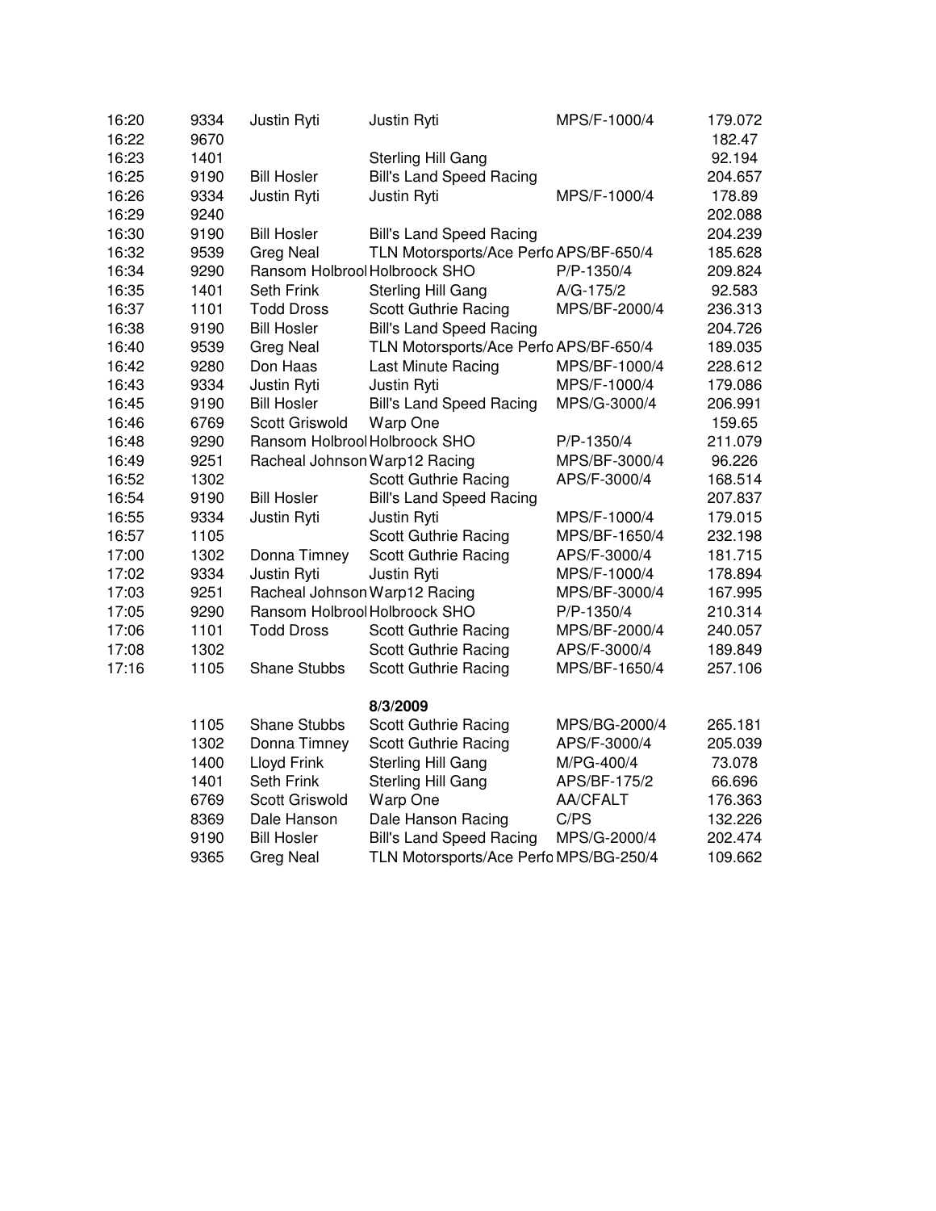| | | | | | |
|---|---|---|---|---|---|
| 16:20 | 9334 | Justin Ryti | Justin Ryti | MPS/F-1000/4 | 179.072 |
| 16:22 | 9670 | | | | 182.47 |
| 16:23 | 1401 | | Sterling Hill Gang | | 92.194 |
| 16:25 | 9190 | Bill Hosler | Bill's Land Speed Racing | | 204.657 |
| 16:26 | 9334 | Justin Ryti | Justin Ryti | MPS/F-1000/4 | 178.89 |
| 16:29 | 9240 | | | | 202.088 |
| 16:30 | 9190 | Bill Hosler | Bill's Land Speed Racing | | 204.239 |
| 16:32 | 9539 | Greg Neal | TLN Motorsports/Ace Perfo | APS/BF-650/4 | 185.628 |
| 16:34 | 9290 | Ransom Holbrool | Holbroock SHO | P/P-1350/4 | 209.824 |
| 16:35 | 1401 | Seth Frink | Sterling Hill Gang | A/G-175/2 | 92.583 |
| 16:37 | 1101 | Todd Dross | Scott Guthrie Racing | MPS/BF-2000/4 | 236.313 |
| 16:38 | 9190 | Bill Hosler | Bill's Land Speed Racing | | 204.726 |
| 16:40 | 9539 | Greg Neal | TLN Motorsports/Ace Perfo | APS/BF-650/4 | 189.035 |
| 16:42 | 9280 | Don Haas | Last Minute Racing | MPS/BF-1000/4 | 228.612 |
| 16:43 | 9334 | Justin Ryti | Justin Ryti | MPS/F-1000/4 | 179.086 |
| 16:45 | 9190 | Bill Hosler | Bill's Land Speed Racing | MPS/G-3000/4 | 206.991 |
| 16:46 | 6769 | Scott Griswold | Warp One | | 159.65 |
| 16:48 | 9290 | Ransom Holbrool | Holbroock SHO | P/P-1350/4 | 211.079 |
| 16:49 | 9251 | Racheal Johnson | Warp12 Racing | MPS/BF-3000/4 | 96.226 |
| 16:52 | 1302 | | Scott Guthrie Racing | APS/F-3000/4 | 168.514 |
| 16:54 | 9190 | Bill Hosler | Bill's Land Speed Racing | | 207.837 |
| 16:55 | 9334 | Justin Ryti | Justin Ryti | MPS/F-1000/4 | 179.015 |
| 16:57 | 1105 | | Scott Guthrie Racing | MPS/BF-1650/4 | 232.198 |
| 17:00 | 1302 | Donna Timney | Scott Guthrie Racing | APS/F-3000/4 | 181.715 |
| 17:02 | 9334 | Justin Ryti | Justin Ryti | MPS/F-1000/4 | 178.894 |
| 17:03 | 9251 | Racheal Johnson | Warp12 Racing | MPS/BF-3000/4 | 167.995 |
| 17:05 | 9290 | Ransom Holbrool | Holbroock SHO | P/P-1350/4 | 210.314 |
| 17:06 | 1101 | Todd Dross | Scott Guthrie Racing | MPS/BF-2000/4 | 240.057 |
| 17:08 | 1302 | | Scott Guthrie Racing | APS/F-3000/4 | 189.849 |
| 17:16 | 1105 | Shane Stubbs | Scott Guthrie Racing | MPS/BF-1650/4 | 257.106 |

**8/3/2009**

| | | | | |
|---|---|---|---|---|
| 1105 | Shane Stubbs | Scott Guthrie Racing | MPS/BG-2000/4 | 265.181 |
| 1302 | Donna Timney | Scott Guthrie Racing | APS/F-3000/4 | 205.039 |
| 1400 | Lloyd Frink | Sterling Hill Gang | M/PG-400/4 | 73.078 |
| 1401 | Seth Frink | Sterling Hill Gang | APS/BF-175/2 | 66.696 |
| 6769 | Scott Griswold | Warp One | AA/CFALT | 176.363 |
| 8369 | Dale Hanson | Dale Hanson Racing | C/PS | 132.226 |
| 9190 | Bill Hosler | Bill's Land Speed Racing | MPS/G-2000/4 | 202.474 |
| 9365 | Greg Neal | TLN Motorsports/Ace Perfo | MPS/BG-250/4 | 109.662 |